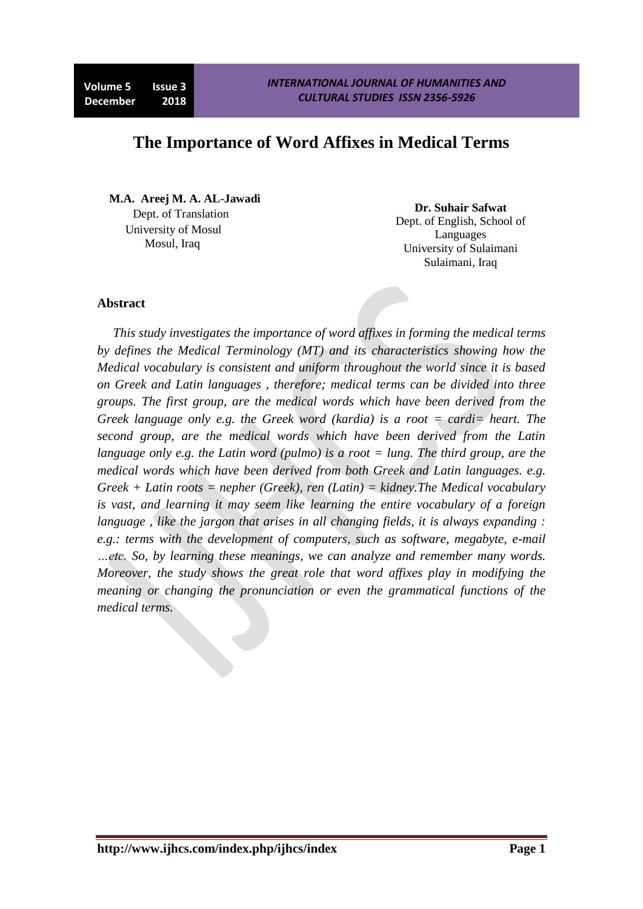# The Importance of Word Affixes in Medical Terms

**M.A. Areej M. A. AL-Jawadi**
Dept. of Translation
University of Mosul
Mosul, Iraq

**Dr. Suhair Safwat**
Dept. of English, School of Languages
University of Sulaimani
Sulaimani, Iraq

## Abstract

*This study investigates the importance of word affixes in forming the medical terms by defines the Medical Terminology (MT) and its characteristics showing how the Medical vocabulary is consistent and uniform throughout the world since it is based on Greek and Latin languages , therefore; medical terms can be divided into three groups. The first group, are the medical words which have been derived from the Greek language only e.g. the Greek word (kardia) is a root = cardi= heart. The second group, are the medical words which have been derived from the Latin language only e.g. the Latin word (pulmo) is a root = lung. The third group, are the medical words which have been derived from both Greek and Latin languages. e.g. Greek + Latin roots = nepher (Greek), ren (Latin) = kidney.The Medical vocabulary is vast, and learning it may seem like learning the entire vocabulary of a foreign language , like the jargon that arises in all changing fields, it is always expanding : e.g.: terms with the development of computers, such as software, megabyte, e-mail …etc. So, by learning these meanings, we can analyze and remember many words. Moreover, the study shows the great role that word affixes play in modifying the meaning or changing the pronunciation or even the grammatical functions of the medical terms.*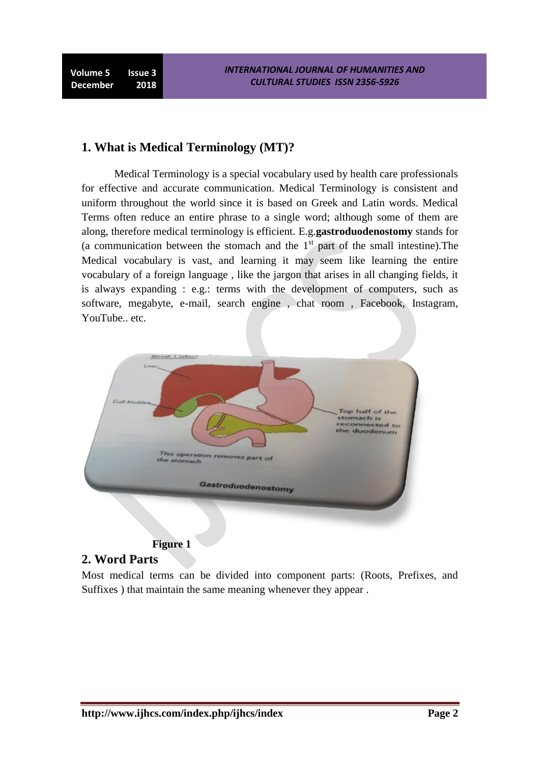## 1. What is Medical Terminology (MT)?

Medical Terminology is a special vocabulary used by health care professionals for effective and accurate communication. Medical Terminology is consistent and uniform throughout the world since it is based on Greek and Latin words. Medical Terms often reduce an entire phrase to a single word; although some of them are along, therefore medical terminology is efficient. E.g.**gastroduodenostomy** stands for (a communication between the stomach and the 1st part of the small intestine).The Medical vocabulary is vast, and learning it may seem like learning the entire vocabulary of a foreign language , like the jargon that arises in all changing fields, it is always expanding : e.g.: terms with the development of computers, such as software, megabyte, e-mail, search engine , chat room , Facebook, Instagram, YouTube.. etc.

**Figure 1**

## 2. Word Parts

Most medical terms can be divided into component parts: (Roots, Prefixes, and Suffixes ) that maintain the same meaning whenever they appear .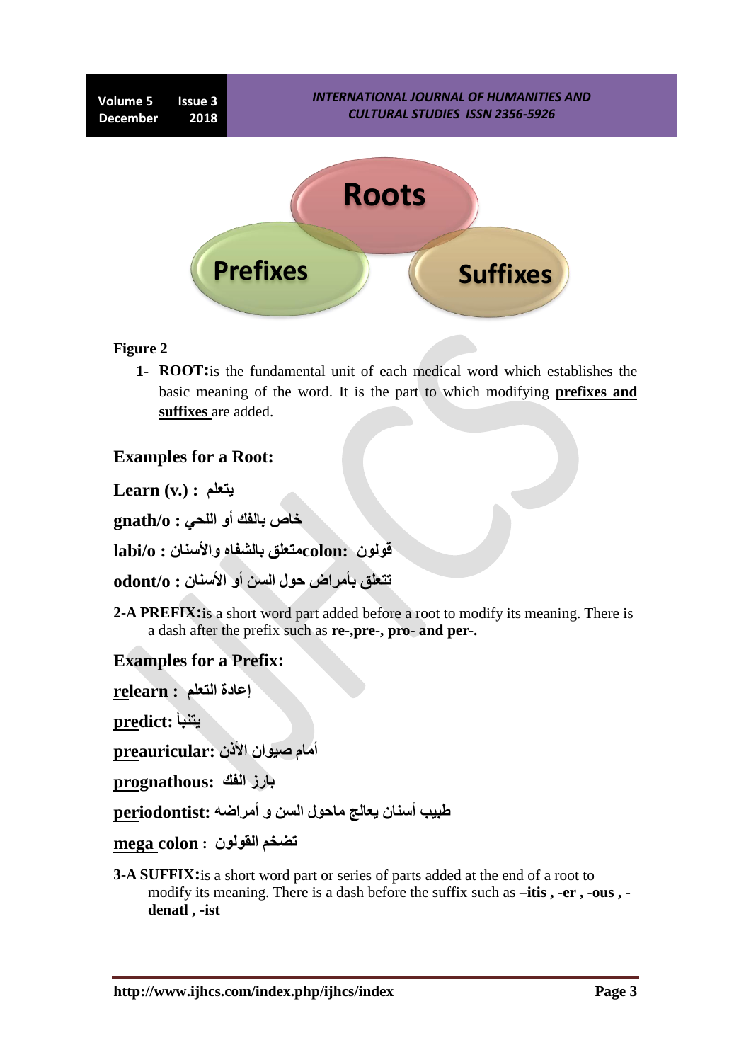Roots

Prefixes

Suffixes

**Figure 2**

1- **ROOT:** is the fundamental unit of each medical word which establishes the basic meaning of the word. It is the part to which modifying **prefixes and suffixes** are added.

## Examples for a Root:

**Learn (v.) : يتعلم**

**gnath/o : خاص بالفك أو اللحي**

**labi/o : متعلق بالشفاه والأسنان colon: قولون**

**odont/o : تتعلق بأمراض حول السن أو الأسنان**

**2-A PREFIX:** is a short word part added before a root to modify its meaning. There is a dash after the prefix such as **re-,pre-, pro- and per-.**

## Examples for a Prefix:

**re**learn **: إعادة التعلم**

**pre**dict**: يتنبأ**

**pre**auricular**: أمام صيوان الأذن**

**pro**gnathous**: بارز الفك**

**per**iodontist**: طبيب أسنان يعالج ماحول السن و أمراضه**

**mega** colon **: تضخم القولون**

**3-A SUFFIX:** is a short word part or series of parts added at the end of a root to modify its meaning. There is a dash before the suffix such as **–itis , -er , -ous , -denatl , -ist**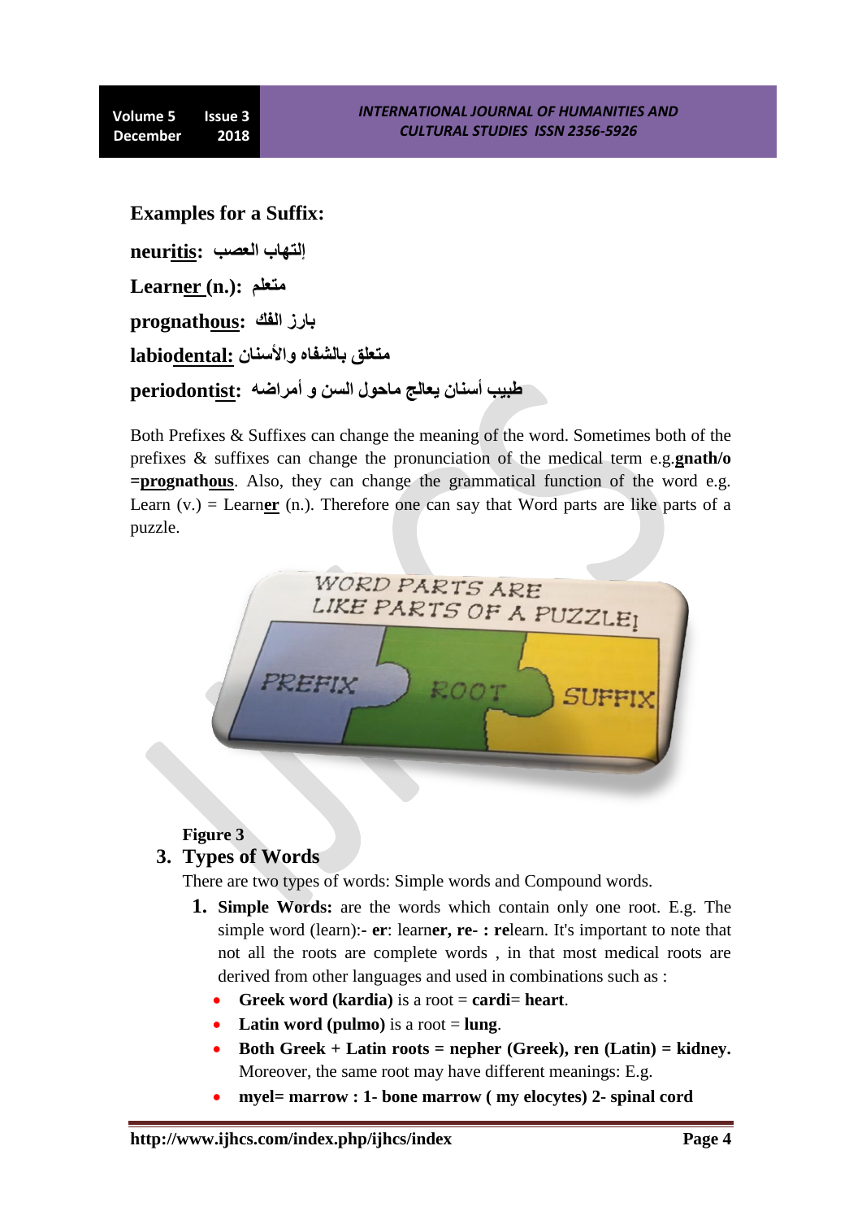**Examples for a Suffix:**

**neur<u>itis</u>: إلتهاب العصب**

**Learn<u>er</u> (n.): متعلم**

**prognath<u>ous</u>: بارز الفك**

**labio<u>dental</u>: متعلق بالشفاه والأسنان**

**periodont<u>ist</u>: طبيب أسنان يعالج ماحول السن و أمراضه**

Both Prefixes & Suffixes can change the meaning of the word. Sometimes both of the prefixes & suffixes can change the pronunciation of the medical term e.g.**gnath/o =<u>pro</u>gnath<u>ous</u>**. Also, they can change the grammatical function of the word e.g. Learn (v.) = Learn**<u>er</u>** (n.). Therefore one can say that Word parts are like parts of a puzzle.

**Figure 3**

## 3. Types of Words

There are two types of words: Simple words and Compound words.

1. **Simple Words:** are the words which contain only one root. E.g. The simple word (learn):- **er**: learn**er, re- : re**learn. It's important to note that not all the roots are complete words , in that most medical roots are derived from other languages and used in combinations such as :
   - **Greek word (kardia)** is a root = **cardi**= **heart**.
   - **Latin word (pulmo)** is a root = **lung**.
   - **Both Greek + Latin roots = nepher (Greek), ren (Latin) = kidney.** Moreover, the same root may have different meanings: E.g.
   - **myel= marrow : 1- bone marrow ( my elocytes) 2- spinal cord**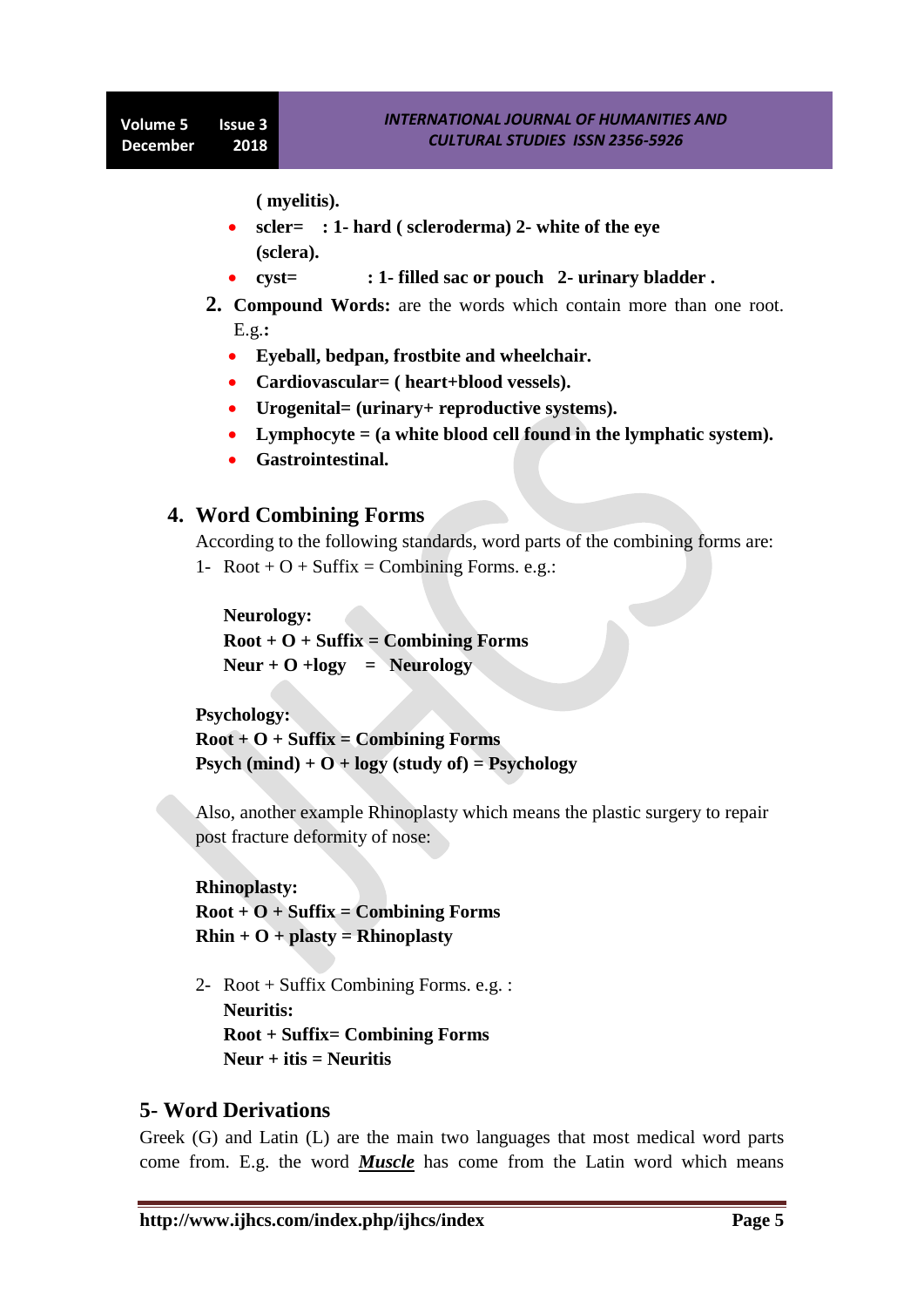**( myelitis).**

- **scler= : 1- hard ( scleroderma) 2- white of the eye (sclera).**
- **cyst= : 1- filled sac or pouch 2- urinary bladder .**

2. **Compound Words:** are the words which contain more than one root. E.g.**:**

- **Eyeball, bedpan, frostbite and wheelchair.**
- **Cardiovascular= ( heart+blood vessels).**
- **Urogenital= (urinary+ reproductive systems).**
- **Lymphocyte = (a white blood cell found in the lymphatic system).**
- **Gastrointestinal.**

## 4. Word Combining Forms

According to the following standards, word parts of the combining forms are:

1- Root + O + Suffix = Combining Forms. e.g.:

**Neurology:**
**Root + O + Suffix = Combining Forms**
**Neur + O +logy = Neurology**

**Psychology:**
**Root + O + Suffix = Combining Forms**
**Psych (mind) + O + logy (study of) = Psychology**

Also, another example Rhinoplasty which means the plastic surgery to repair post fracture deformity of nose:

**Rhinoplasty:**
**Root + O + Suffix = Combining Forms**
**Rhin + O + plasty = Rhinoplasty**

2- Root + Suffix Combining Forms. e.g. :
**Neuritis:**
**Root + Suffix= Combining Forms**
**Neur + itis = Neuritis**

## 5- Word Derivations

Greek (G) and Latin (L) are the main two languages that most medical word parts come from. E.g. the word ***Muscle*** has come from the Latin word which means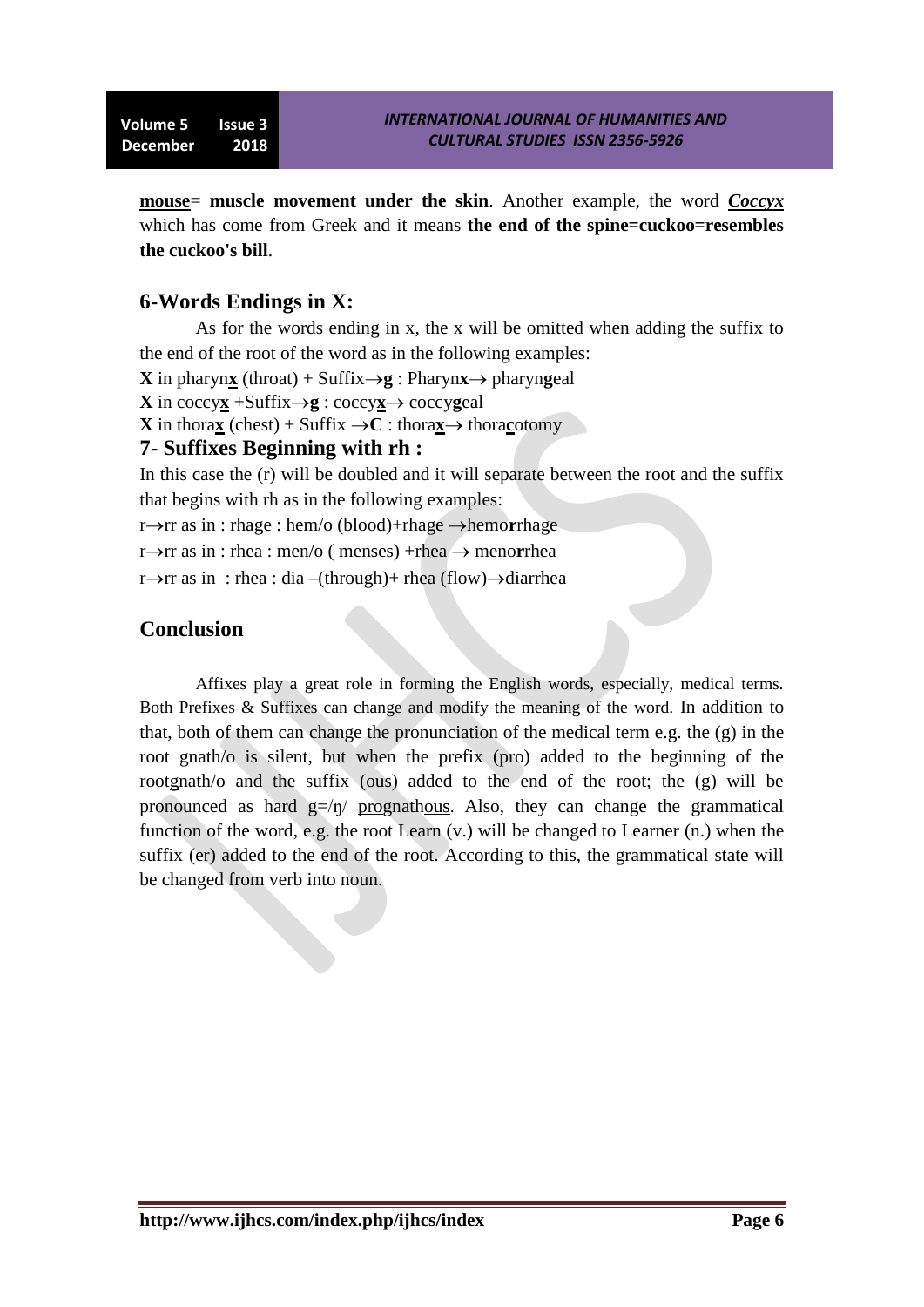**mouse**= **muscle movement under the skin**. Another example, the word ***Coccyx*** which has come from Greek and it means **the end of the spine=cuckoo=resembles the cuckoo's bill**.

## 6-Words Endings in X:

As for the words ending in x, the x will be omitted when adding the suffix to the end of the root of the word as in the following examples:

**X** in pharyn**x** (throat) + Suffix→**g** : Pharyn**x**→ pharyn**g**eal

**X** in coccy**x** +Suffix→**g** : coccy**x**→ coccy**g**eal

**X** in thora**x** (chest) + Suffix →**C** : thora**x**→ thora**c**otomy

## 7- Suffixes Beginning with rh :

In this case the (r) will be doubled and it will separate between the root and the suffix that begins with rh as in the following examples:

r→rr as in : rhage : hem/o (blood)+rhage →hemo**r**rhage

r→rr as in : rhea : men/o ( menses) +rhea → meno**r**rhea

r→rr as in : rhea : dia –(through)+ rhea (flow)→diarrhea

## Conclusion

Affixes play a great role in forming the English words, especially, medical terms. Both Prefixes & Suffixes can change and modify the meaning of the word. In addition to that, both of them can change the pronunciation of the medical term e.g. the (g) in the root gnath/o is silent, but when the prefix (pro) added to the beginning of the rootgnath/o and the suffix (ous) added to the end of the root; the (g) will be pronounced as hard g=/ŋ/ prognathous. Also, they can change the grammatical function of the word, e.g. the root Learn (v.) will be changed to Learner (n.) when the suffix (er) added to the end of the root. According to this, the grammatical state will be changed from verb into noun.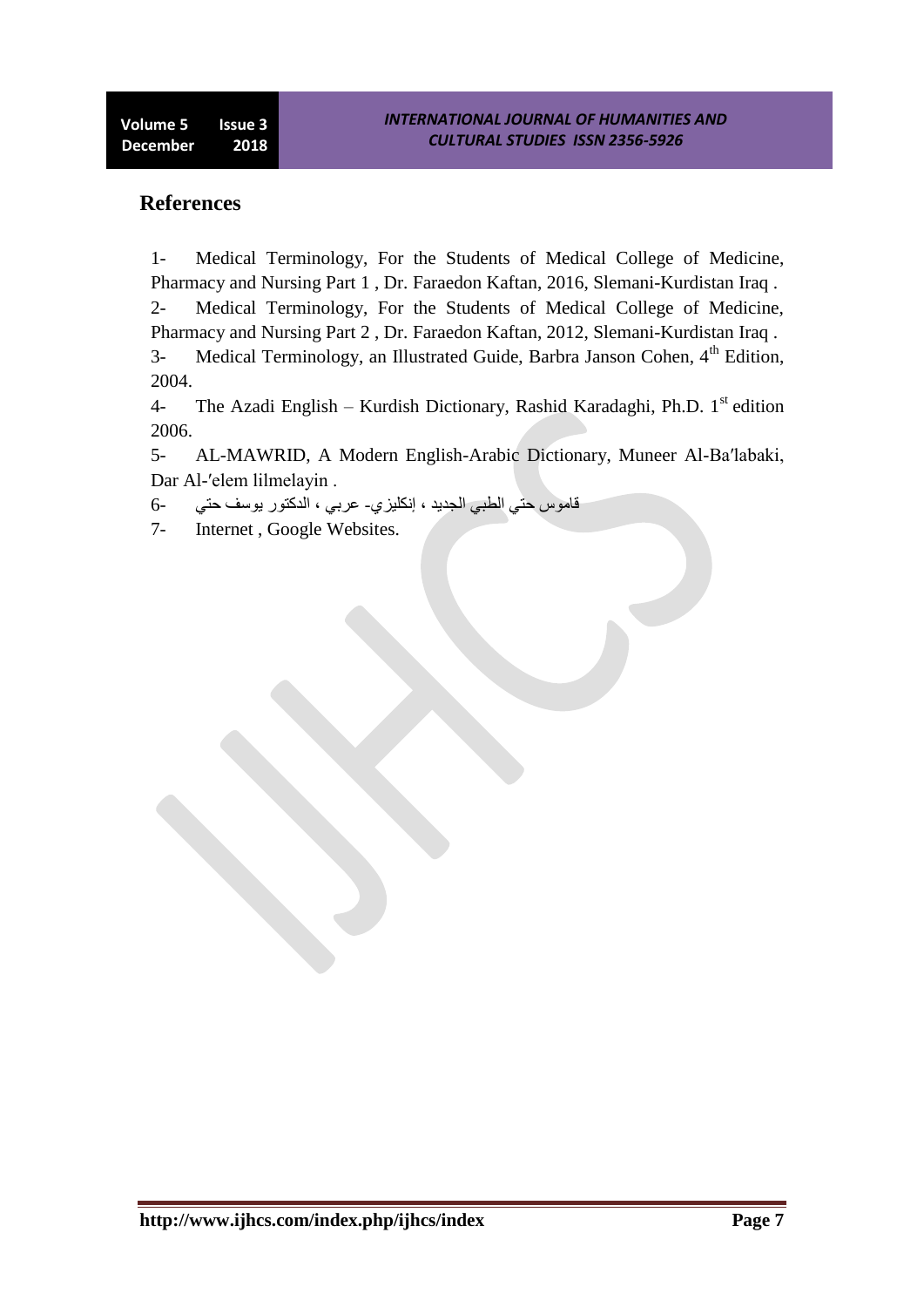## References

1- Medical Terminology, For the Students of Medical College of Medicine, Pharmacy and Nursing Part 1 , Dr. Faraedon Kaftan, 2016, Slemani-Kurdistan Iraq .

2- Medical Terminology, For the Students of Medical College of Medicine, Pharmacy and Nursing Part 2 , Dr. Faraedon Kaftan, 2012, Slemani-Kurdistan Iraq .

3- Medical Terminology, an Illustrated Guide, Barbra Janson Cohen, 4th Edition, 2004.

4- The Azadi English – Kurdish Dictionary, Rashid Karadaghi, Ph.D. 1st edition 2006.

5- AL-MAWRID, A Modern English-Arabic Dictionary, Muneer Al-Ba′labaki, Dar Al-′elem lilmelayin .

6- قاموس حتي الطبي الجديد ، إنكليزي- عربي ، الدكتور يوسف حتي

7- Internet , Google Websites.